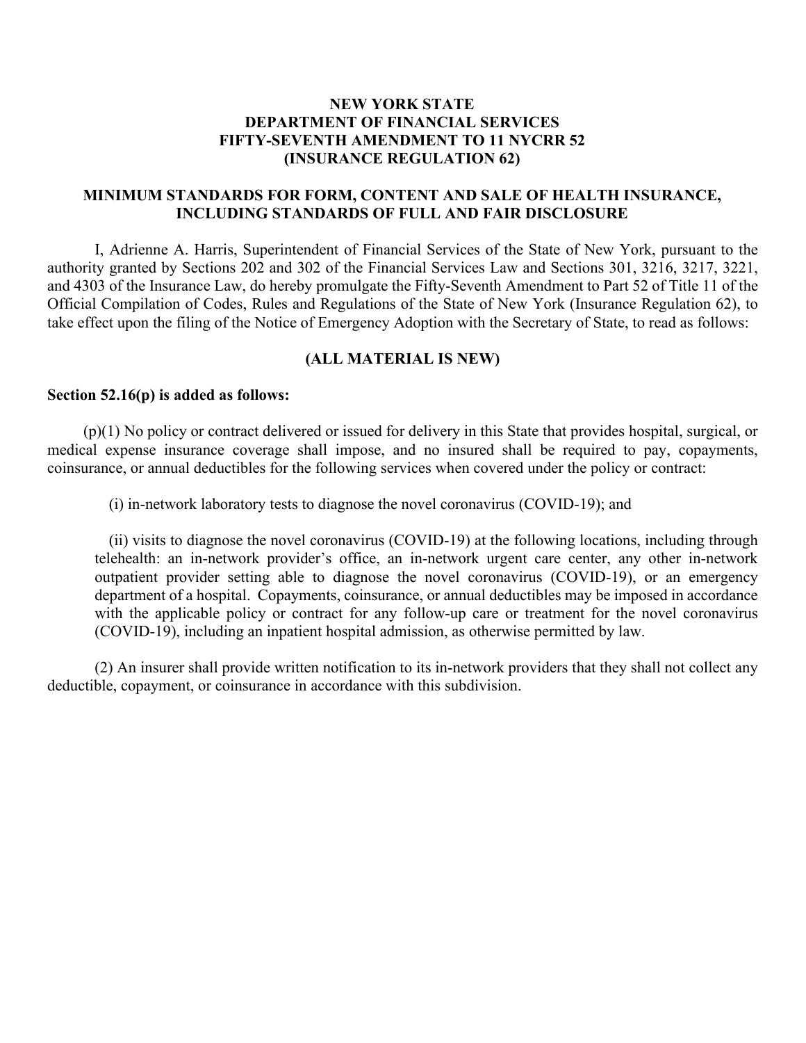# NEW YORK STATE
# DEPARTMENT OF FINANCIAL SERVICES
# FIFTY-SEVENTH AMENDMENT TO 11 NYCRR 52
# (INSURANCE REGULATION 62)

## MINIMUM STANDARDS FOR FORM, CONTENT AND SALE OF HEALTH INSURANCE, INCLUDING STANDARDS OF FULL AND FAIR DISCLOSURE

I, Adrienne A. Harris, Superintendent of Financial Services of the State of New York, pursuant to the authority granted by Sections 202 and 302 of the Financial Services Law and Sections 301, 3216, 3217, 3221, and 4303 of the Insurance Law, do hereby promulgate the Fifty-Seventh Amendment to Part 52 of Title 11 of the Official Compilation of Codes, Rules and Regulations of the State of New York (Insurance Regulation 62), to take effect upon the filing of the Notice of Emergency Adoption with the Secretary of State, to read as follows:

**(ALL MATERIAL IS NEW)**

**Section 52.16(p) is added as follows:**

(p)(1) No policy or contract delivered or issued for delivery in this State that provides hospital, surgical, or medical expense insurance coverage shall impose, and no insured shall be required to pay, copayments, coinsurance, or annual deductibles for the following services when covered under the policy or contract:

(i) in-network laboratory tests to diagnose the novel coronavirus (COVID-19); and

(ii) visits to diagnose the novel coronavirus (COVID-19) at the following locations, including through telehealth: an in-network provider's office, an in-network urgent care center, any other in-network outpatient provider setting able to diagnose the novel coronavirus (COVID-19), or an emergency department of a hospital. Copayments, coinsurance, or annual deductibles may be imposed in accordance with the applicable policy or contract for any follow-up care or treatment for the novel coronavirus (COVID-19), including an inpatient hospital admission, as otherwise permitted by law.

(2) An insurer shall provide written notification to its in-network providers that they shall not collect any deductible, copayment, or coinsurance in accordance with this subdivision.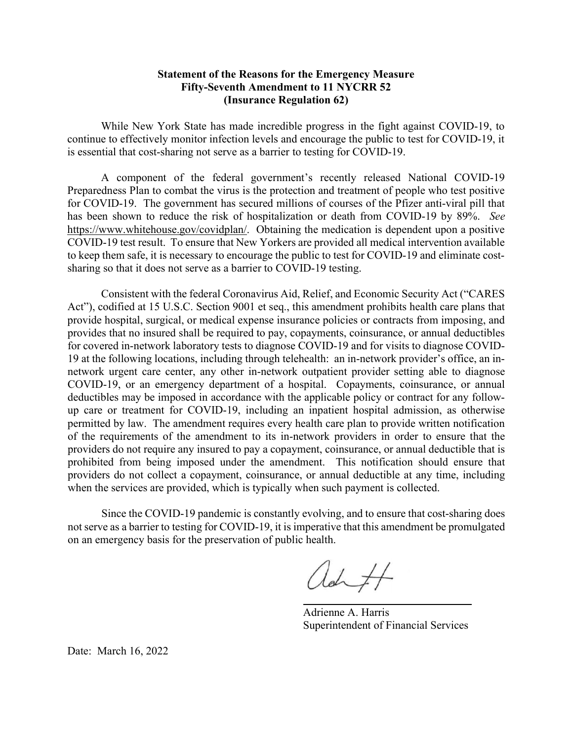**Statement of the Reasons for the Emergency Measure**
**Fifty-Seventh Amendment to 11 NYCRR 52**
**(Insurance Regulation 62)**

While New York State has made incredible progress in the fight against COVID-19, to continue to effectively monitor infection levels and encourage the public to test for COVID-19, it is essential that cost-sharing not serve as a barrier to testing for COVID-19.

A component of the federal government's recently released National COVID-19 Preparedness Plan to combat the virus is the protection and treatment of people who test positive for COVID-19. The government has secured millions of courses of the Pfizer anti-viral pill that has been shown to reduce the risk of hospitalization or death from COVID-19 by 89%. *See* https://www.whitehouse.gov/covidplan/. Obtaining the medication is dependent upon a positive COVID-19 test result. To ensure that New Yorkers are provided all medical intervention available to keep them safe, it is necessary to encourage the public to test for COVID-19 and eliminate cost-sharing so that it does not serve as a barrier to COVID-19 testing.

Consistent with the federal Coronavirus Aid, Relief, and Economic Security Act ("CARES Act"), codified at 15 U.S.C. Section 9001 et seq., this amendment prohibits health care plans that provide hospital, surgical, or medical expense insurance policies or contracts from imposing, and provides that no insured shall be required to pay, copayments, coinsurance, or annual deductibles for covered in-network laboratory tests to diagnose COVID-19 and for visits to diagnose COVID-19 at the following locations, including through telehealth: an in-network provider's office, an in-network urgent care center, any other in-network outpatient provider setting able to diagnose COVID-19, or an emergency department of a hospital. Copayments, coinsurance, or annual deductibles may be imposed in accordance with the applicable policy or contract for any follow-up care or treatment for COVID-19, including an inpatient hospital admission, as otherwise permitted by law. The amendment requires every health care plan to provide written notification of the requirements of the amendment to its in-network providers in order to ensure that the providers do not require any insured to pay a copayment, coinsurance, or annual deductible that is prohibited from being imposed under the amendment. This notification should ensure that providers do not collect a copayment, coinsurance, or annual deductible at any time, including when the services are provided, which is typically when such payment is collected.

Since the COVID-19 pandemic is constantly evolving, and to ensure that cost-sharing does not serve as a barrier to testing for COVID-19, it is imperative that this amendment be promulgated on an emergency basis for the preservation of public health.

Adrienne A. Harris
Superintendent of Financial Services

Date: March 16, 2022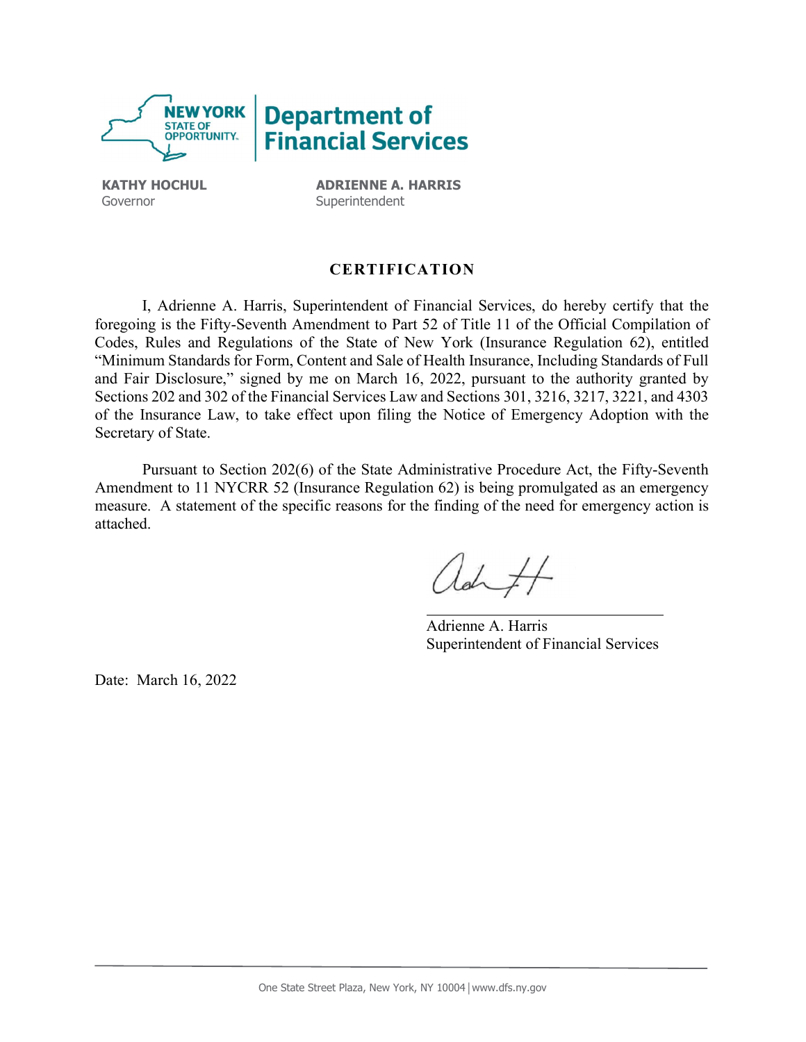**NEW YORK STATE OF OPPORTUNITY** | **Department of Financial Services**

**KATHY HOCHUL**
Governor

**ADRIENNE A. HARRIS**
Superintendent

## CERTIFICATION

I, Adrienne A. Harris, Superintendent of Financial Services, do hereby certify that the foregoing is the Fifty-Seventh Amendment to Part 52 of Title 11 of the Official Compilation of Codes, Rules and Regulations of the State of New York (Insurance Regulation 62), entitled "Minimum Standards for Form, Content and Sale of Health Insurance, Including Standards of Full and Fair Disclosure," signed by me on March 16, 2022, pursuant to the authority granted by Sections 202 and 302 of the Financial Services Law and Sections 301, 3216, 3217, 3221, and 4303 of the Insurance Law, to take effect upon filing the Notice of Emergency Adoption with the Secretary of State.

Pursuant to Section 202(6) of the State Administrative Procedure Act, the Fifty-Seventh Amendment to 11 NYCRR 52 (Insurance Regulation 62) is being promulgated as an emergency measure. A statement of the specific reasons for the finding of the need for emergency action is attached.

Adrienne A. Harris
Superintendent of Financial Services

Date: March 16, 2022

One State Street Plaza, New York, NY 10004 | www.dfs.ny.gov